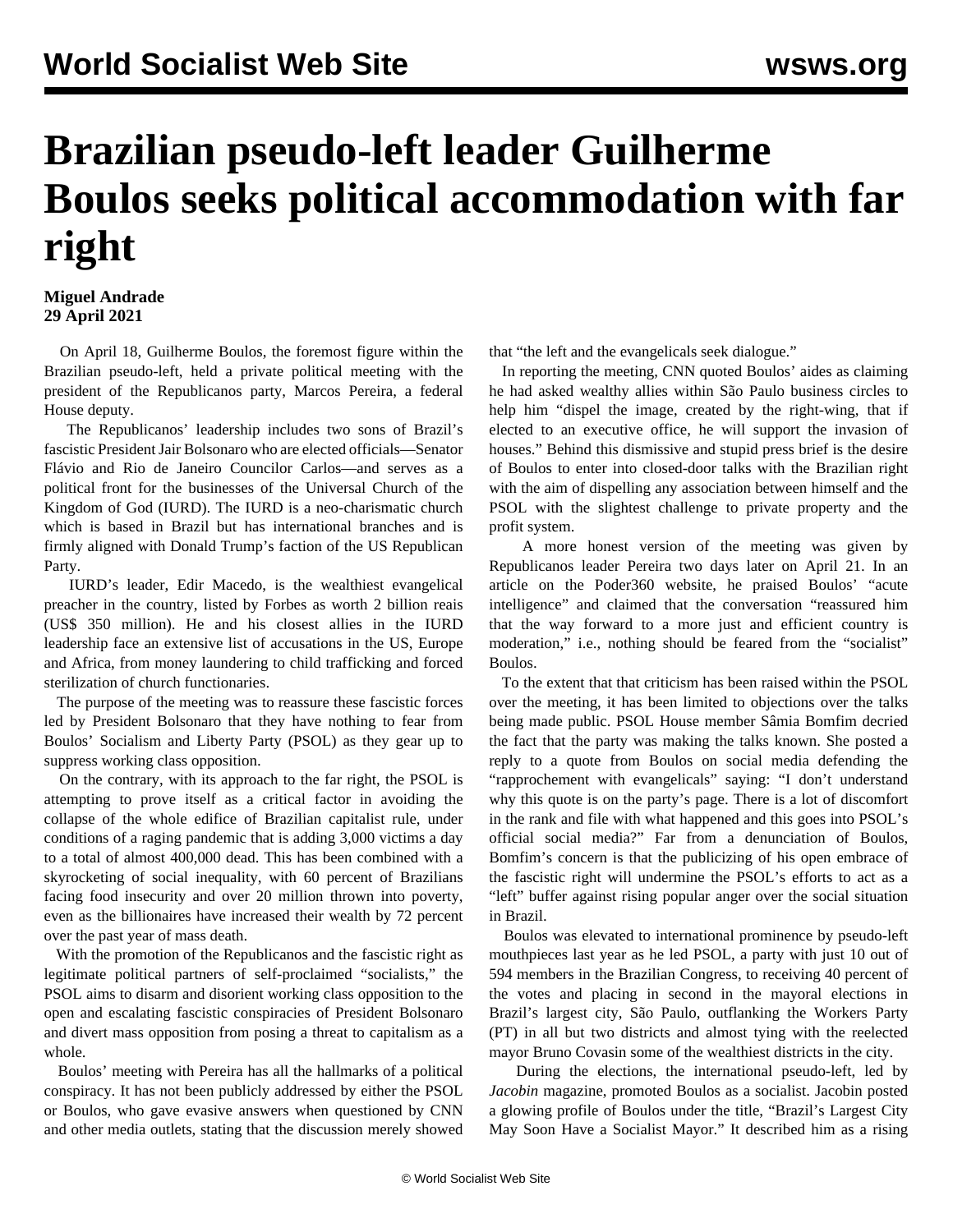# Brazilian pseudo-left leader Guilherme Boulos seeks political accommodation with far right

**Miguel Andrade**
**29 April 2021**

On April 18, Guilherme Boulos, the foremost figure within the Brazilian pseudo-left, held a private political meeting with the president of the Republicanos party, Marcos Pereira, a federal House deputy.

The Republicanos' leadership includes two sons of Brazil's fascistic President Jair Bolsonaro who are elected officials—Senator Flávio and Rio de Janeiro Councilor Carlos—and serves as a political front for the businesses of the Universal Church of the Kingdom of God (IURD). The IURD is a neo-charismatic church which is based in Brazil but has international branches and is firmly aligned with Donald Trump's faction of the US Republican Party.

IURD's leader, Edir Macedo, is the wealthiest evangelical preacher in the country, listed by Forbes as worth 2 billion reais (US$ 350 million). He and his closest allies in the IURD leadership face an extensive list of accusations in the US, Europe and Africa, from money laundering to child trafficking and forced sterilization of church functionaries.

The purpose of the meeting was to reassure these fascistic forces led by President Bolsonaro that they have nothing to fear from Boulos' Socialism and Liberty Party (PSOL) as they gear up to suppress working class opposition.

On the contrary, with its approach to the far right, the PSOL is attempting to prove itself as a critical factor in avoiding the collapse of the whole edifice of Brazilian capitalist rule, under conditions of a raging pandemic that is adding 3,000 victims a day to a total of almost 400,000 dead. This has been combined with a skyrocketing of social inequality, with 60 percent of Brazilians facing food insecurity and over 20 million thrown into poverty, even as the billionaires have increased their wealth by 72 percent over the past year of mass death.

With the promotion of the Republicanos and the fascistic right as legitimate political partners of self-proclaimed "socialists," the PSOL aims to disarm and disorient working class opposition to the open and escalating fascistic conspiracies of President Bolsonaro and divert mass opposition from posing a threat to capitalism as a whole.

Boulos' meeting with Pereira has all the hallmarks of a political conspiracy. It has not been publicly addressed by either the PSOL or Boulos, who gave evasive answers when questioned by CNN and other media outlets, stating that the discussion merely showed that "the left and the evangelicals seek dialogue."

In reporting the meeting, CNN quoted Boulos' aides as claiming he had asked wealthy allies within São Paulo business circles to help him "dispel the image, created by the right-wing, that if elected to an executive office, he will support the invasion of houses." Behind this dismissive and stupid press brief is the desire of Boulos to enter into closed-door talks with the Brazilian right with the aim of dispelling any association between himself and the PSOL with the slightest challenge to private property and the profit system.

A more honest version of the meeting was given by Republicanos leader Pereira two days later on April 21. In an article on the Poder360 website, he praised Boulos' "acute intelligence" and claimed that the conversation "reassured him that the way forward to a more just and efficient country is moderation," i.e., nothing should be feared from the "socialist" Boulos.

To the extent that that criticism has been raised within the PSOL over the meeting, it has been limited to objections over the talks being made public. PSOL House member Sâmia Bomfim decried the fact that the party was making the talks known. She posted a reply to a quote from Boulos on social media defending the "rapprochement with evangelicals" saying: "I don't understand why this quote is on the party's page. There is a lot of discomfort in the rank and file with what happened and this goes into PSOL's official social media?" Far from a denunciation of Boulos, Bomfim's concern is that the publicizing of his open embrace of the fascistic right will undermine the PSOL's efforts to act as a "left" buffer against rising popular anger over the social situation in Brazil.

Boulos was elevated to international prominence by pseudo-left mouthpieces last year as he led PSOL, a party with just 10 out of 594 members in the Brazilian Congress, to receiving 40 percent of the votes and placing in second in the mayoral elections in Brazil's largest city, São Paulo, outflanking the Workers Party (PT) in all but two districts and almost tying with the reelected mayor Bruno Covasin some of the wealthiest districts in the city.

During the elections, the international pseudo-left, led by *Jacobin* magazine, promoted Boulos as a socialist. Jacobin posted a glowing profile of Boulos under the title, "Brazil's Largest City May Soon Have a Socialist Mayor." It described him as a rising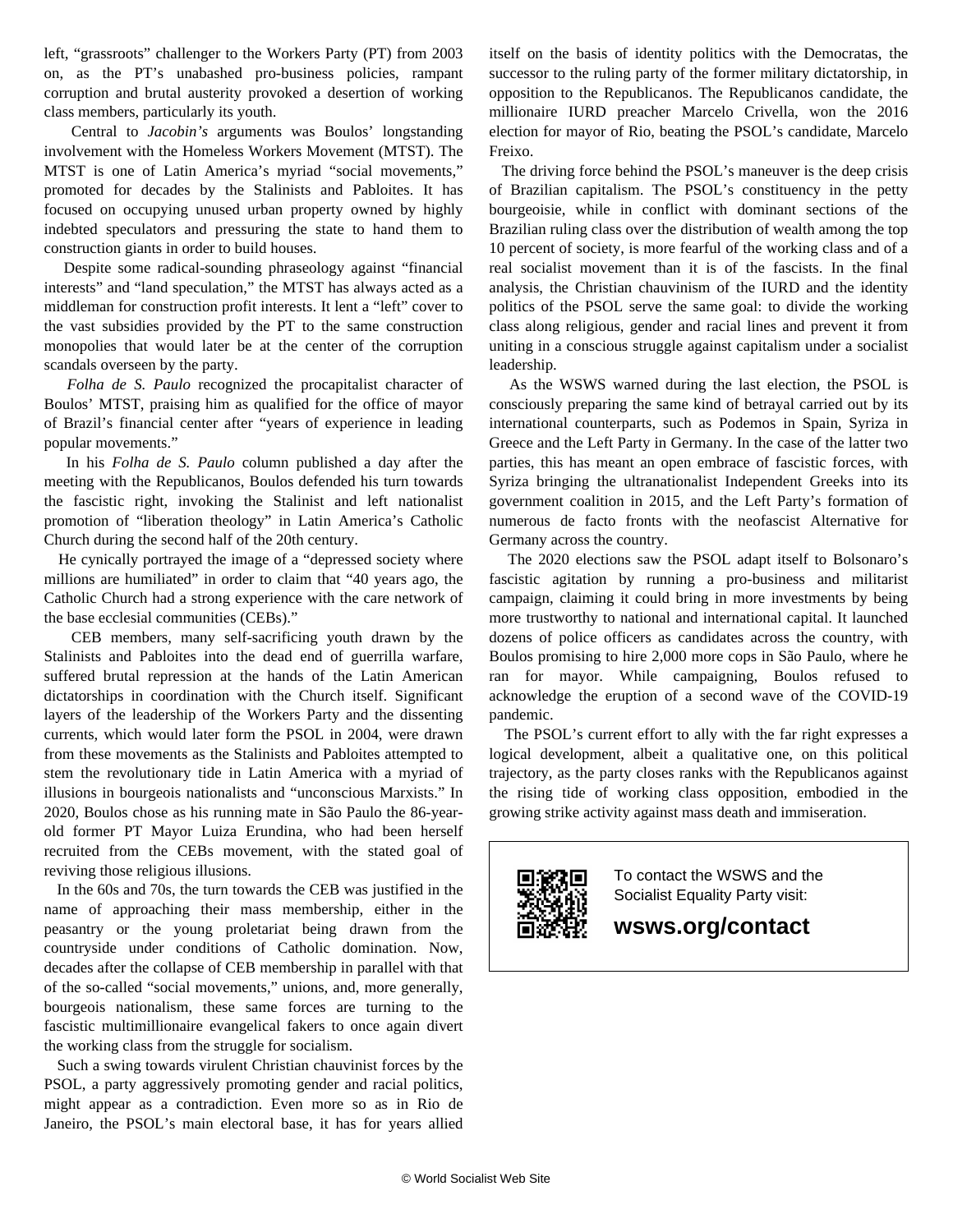left, "grassroots" challenger to the Workers Party (PT) from 2003 on, as the PT's unabashed pro-business policies, rampant corruption and brutal austerity provoked a desertion of working class members, particularly its youth.

Central to *Jacobin's* arguments was Boulos' longstanding involvement with the Homeless Workers Movement (MTST). The MTST is one of Latin America's myriad "social movements," promoted for decades by the Stalinists and Pabloites. It has focused on occupying unused urban property owned by highly indebted speculators and pressuring the state to hand them to construction giants in order to build houses.

Despite some radical-sounding phraseology against "financial interests" and "land speculation," the MTST has always acted as a middleman for construction profit interests. It lent a "left" cover to the vast subsidies provided by the PT to the same construction monopolies that would later be at the center of the corruption scandals overseen by the party.

*Folha de S. Paulo* recognized the procapitalist character of Boulos' MTST, praising him as qualified for the office of mayor of Brazil's financial center after "years of experience in leading popular movements."

In his *Folha de S. Paulo* column published a day after the meeting with the Republicanos, Boulos defended his turn towards the fascistic right, invoking the Stalinist and left nationalist promotion of "liberation theology" in Latin America's Catholic Church during the second half of the 20th century.

He cynically portrayed the image of a "depressed society where millions are humiliated" in order to claim that "40 years ago, the Catholic Church had a strong experience with the care network of the base ecclesial communities (CEBs)."

CEB members, many self-sacrificing youth drawn by the Stalinists and Pabloites into the dead end of guerrilla warfare, suffered brutal repression at the hands of the Latin American dictatorships in coordination with the Church itself. Significant layers of the leadership of the Workers Party and the dissenting currents, which would later form the PSOL in 2004, were drawn from these movements as the Stalinists and Pabloites attempted to stem the revolutionary tide in Latin America with a myriad of illusions in bourgeois nationalists and "unconscious Marxists." In 2020, Boulos chose as his running mate in São Paulo the 86-year-old former PT Mayor Luiza Erundina, who had been herself recruited from the CEBs movement, with the stated goal of reviving those religious illusions.

In the 60s and 70s, the turn towards the CEB was justified in the name of approaching their mass membership, either in the peasantry or the young proletariat being drawn from the countryside under conditions of Catholic domination. Now, decades after the collapse of CEB membership in parallel with that of the so-called "social movements," unions, and, more generally, bourgeois nationalism, these same forces are turning to the fascistic multimillionaire evangelical fakers to once again divert the working class from the struggle for socialism.

Such a swing towards virulent Christian chauvinist forces by the PSOL, a party aggressively promoting gender and racial politics, might appear as a contradiction. Even more so as in Rio de Janeiro, the PSOL's main electoral base, it has for years allied itself on the basis of identity politics with the Democratas, the successor to the ruling party of the former military dictatorship, in opposition to the Republicanos. The Republicanos candidate, the millionaire IURD preacher Marcelo Crivella, won the 2016 election for mayor of Rio, beating the PSOL's candidate, Marcelo Freixo.

The driving force behind the PSOL's maneuver is the deep crisis of Brazilian capitalism. The PSOL's constituency in the petty bourgeoisie, while in conflict with dominant sections of the Brazilian ruling class over the distribution of wealth among the top 10 percent of society, is more fearful of the working class and of a real socialist movement than it is of the fascists. In the final analysis, the Christian chauvinism of the IURD and the identity politics of the PSOL serve the same goal: to divide the working class along religious, gender and racial lines and prevent it from uniting in a conscious struggle against capitalism under a socialist leadership.

As the WSWS warned during the last election, the PSOL is consciously preparing the same kind of betrayal carried out by its international counterparts, such as Podemos in Spain, Syriza in Greece and the Left Party in Germany. In the case of the latter two parties, this has meant an open embrace of fascistic forces, with Syriza bringing the ultranationalist Independent Greeks into its government coalition in 2015, and the Left Party's formation of numerous de facto fronts with the neofascist Alternative for Germany across the country.

The 2020 elections saw the PSOL adapt itself to Bolsonaro's fascistic agitation by running a pro-business and militarist campaign, claiming it could bring in more investments by being more trustworthy to national and international capital. It launched dozens of police officers as candidates across the country, with Boulos promising to hire 2,000 more cops in São Paulo, where he ran for mayor. While campaigning, Boulos refused to acknowledge the eruption of a second wave of the COVID-19 pandemic.

The PSOL's current effort to ally with the far right expresses a logical development, albeit a qualitative one, on this political trajectory, as the party closes ranks with the Republicanos against the rising tide of working class opposition, embodied in the growing strike activity against mass death and immiseration.

To contact the WSWS and the Socialist Equality Party visit:

**wsws.org/contact**